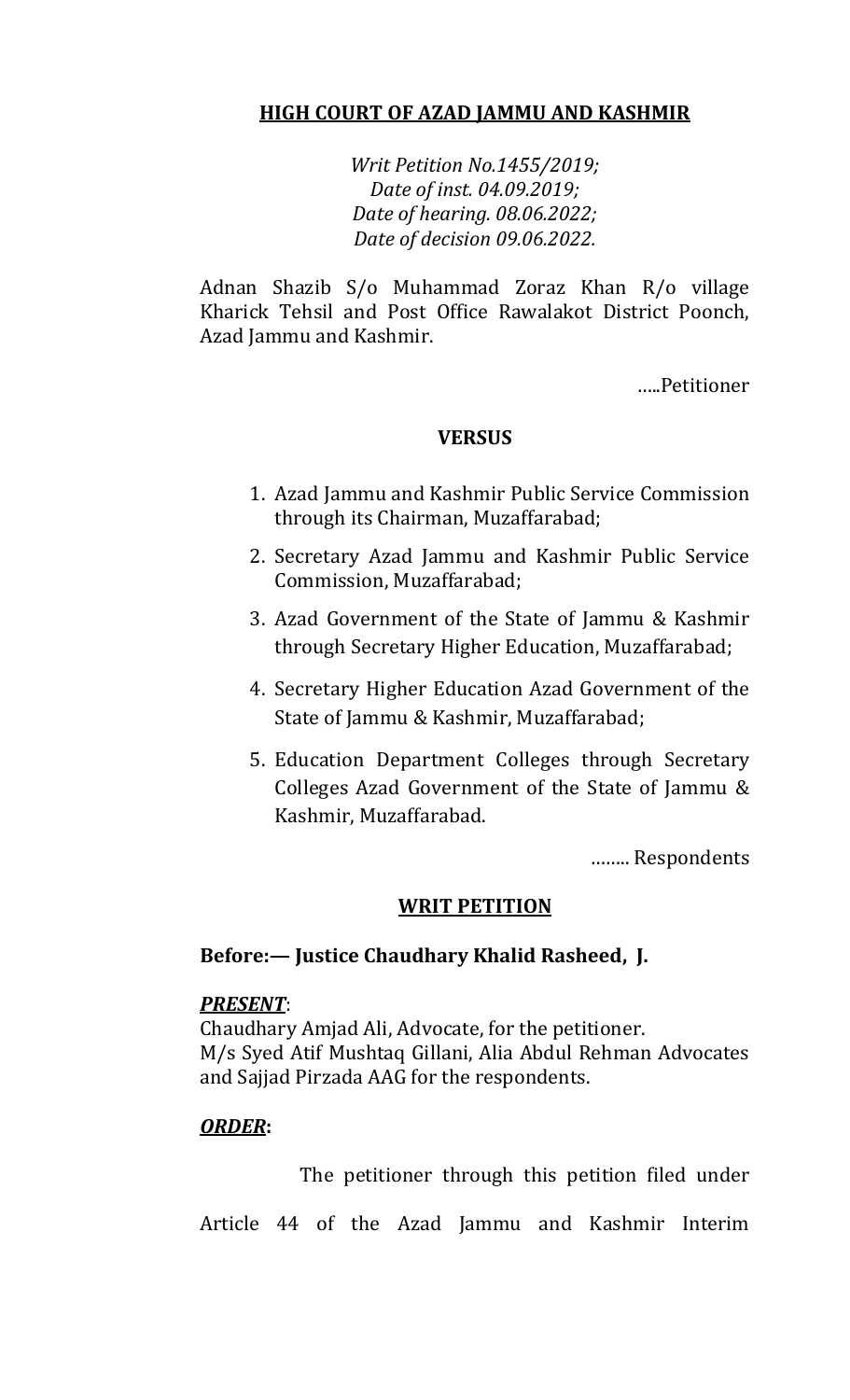**<u>HIGH COURT OF AZAD JAMMU AND KASHMIR</u>**

*Writ Petition No.1455/2019;*
*Date of inst. 04.09.2019;*
*Date of hearing. 08.06.2022;*
*Date of decision 09.06.2022.*

Adnan Shazib S/o Muhammad Zoraz Khan R/o village Kharick Tehsil and Post Office Rawalakot District Poonch, Azad Jammu and Kashmir.

…..Petitioner

**VERSUS**

1. Azad Jammu and Kashmir Public Service Commission through its Chairman, Muzaffarabad;
2. Secretary Azad Jammu and Kashmir Public Service Commission, Muzaffarabad;
3. Azad Government of the State of Jammu & Kashmir through Secretary Higher Education, Muzaffarabad;
4. Secretary Higher Education Azad Government of the State of Jammu & Kashmir, Muzaffarabad;
5. Education Department Colleges through Secretary Colleges Azad Government of the State of Jammu & Kashmir, Muzaffarabad.

…….. Respondents

**<u>WRIT PETITION</u>**

**Before:— Justice Chaudhary Khalid Rasheed, J.**

***<u>PRESENT</u>***:
Chaudhary Amjad Ali, Advocate, for the petitioner.
M/s Syed Atif Mushtaq Gillani, Alia Abdul Rehman Advocates and Sajjad Pirzada AAG for the respondents.

***<u>ORDER</u>*****:**

The petitioner through this petition filed under Article 44 of the Azad Jammu and Kashmir Interim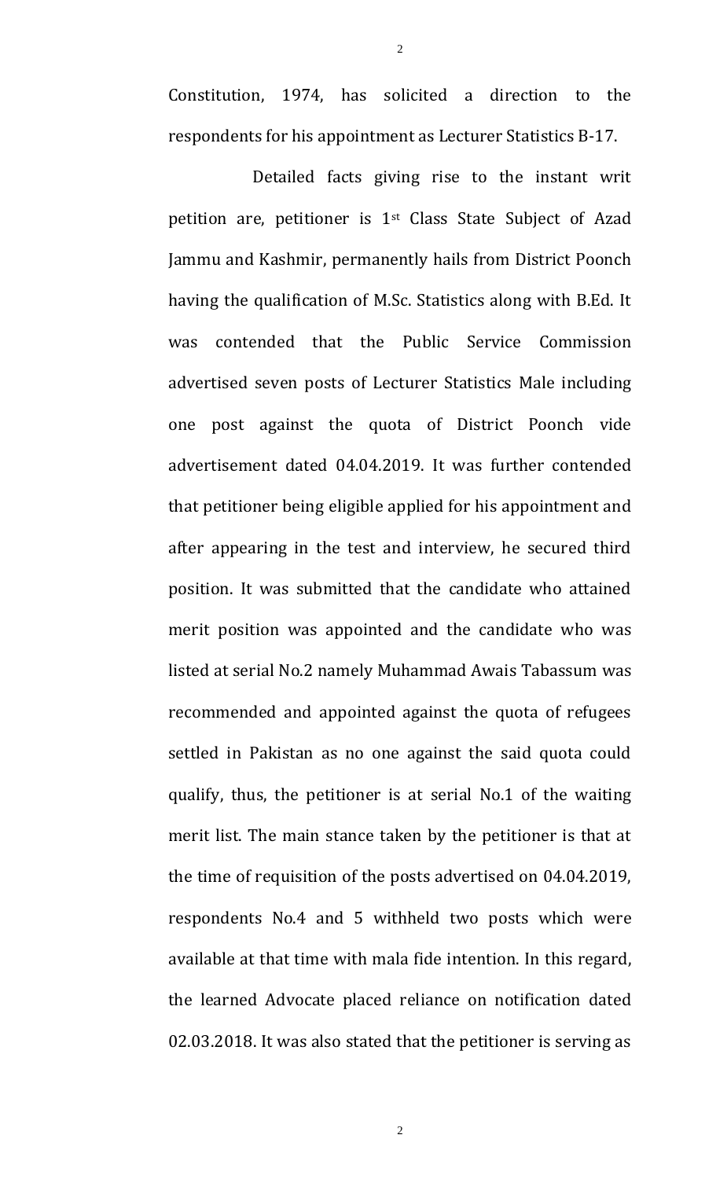Constitution, 1974, has solicited a direction to the respondents for his appointment as Lecturer Statistics B-17.

Detailed facts giving rise to the instant writ petition are, petitioner is 1st Class State Subject of Azad Jammu and Kashmir, permanently hails from District Poonch having the qualification of M.Sc. Statistics along with B.Ed. It was contended that the Public Service Commission advertised seven posts of Lecturer Statistics Male including one post against the quota of District Poonch vide advertisement dated 04.04.2019. It was further contended that petitioner being eligible applied for his appointment and after appearing in the test and interview, he secured third position. It was submitted that the candidate who attained merit position was appointed and the candidate who was listed at serial No.2 namely Muhammad Awais Tabassum was recommended and appointed against the quota of refugees settled in Pakistan as no one against the said quota could qualify, thus, the petitioner is at serial No.1 of the waiting merit list. The main stance taken by the petitioner is that at the time of requisition of the posts advertised on 04.04.2019, respondents No.4 and 5 withheld two posts which were available at that time with mala fide intention. In this regard, the learned Advocate placed reliance on notification dated 02.03.2018. It was also stated that the petitioner is serving as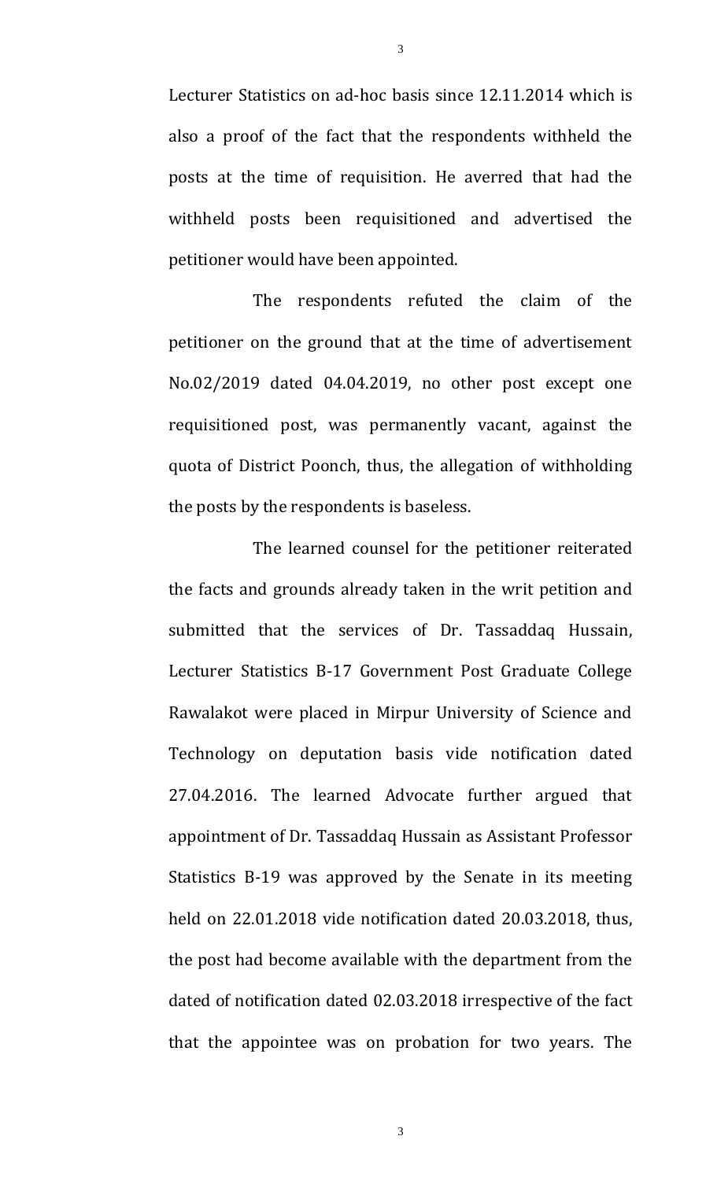Lecturer Statistics on ad-hoc basis since 12.11.2014 which is also a proof of the fact that the respondents withheld the posts at the time of requisition. He averred that had the withheld posts been requisitioned and advertised the petitioner would have been appointed.

The respondents refuted the claim of the petitioner on the ground that at the time of advertisement No.02/2019 dated 04.04.2019, no other post except one requisitioned post, was permanently vacant, against the quota of District Poonch, thus, the allegation of withholding the posts by the respondents is baseless.

The learned counsel for the petitioner reiterated the facts and grounds already taken in the writ petition and submitted that the services of Dr. Tassaddaq Hussain, Lecturer Statistics B-17 Government Post Graduate College Rawalakot were placed in Mirpur University of Science and Technology on deputation basis vide notification dated 27.04.2016. The learned Advocate further argued that appointment of Dr. Tassaddaq Hussain as Assistant Professor Statistics B-19 was approved by the Senate in its meeting held on 22.01.2018 vide notification dated 20.03.2018, thus, the post had become available with the department from the dated of notification dated 02.03.2018 irrespective of the fact that the appointee was on probation for two years. The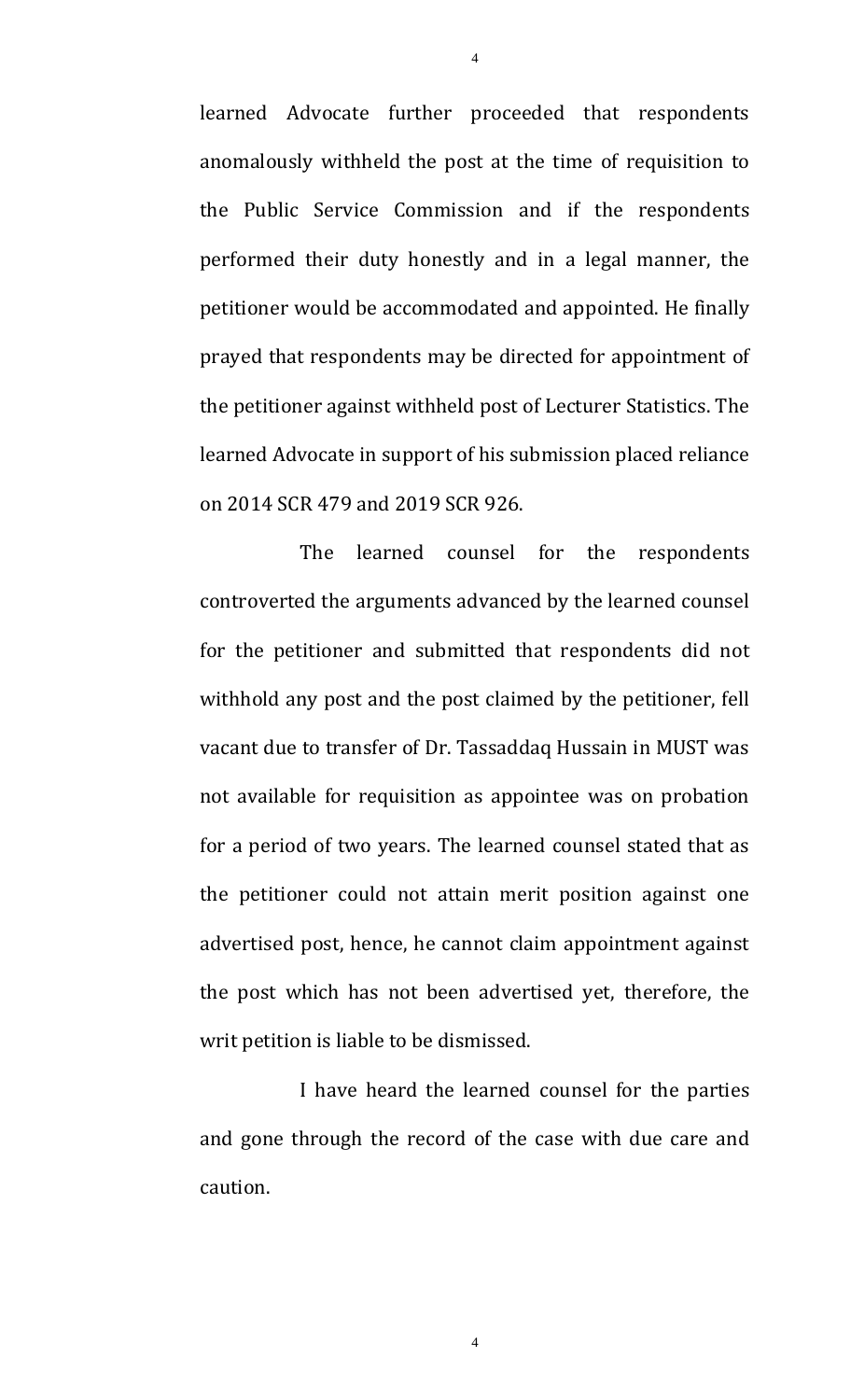learned Advocate further proceeded that respondents anomalously withheld the post at the time of requisition to the Public Service Commission and if the respondents performed their duty honestly and in a legal manner, the petitioner would be accommodated and appointed. He finally prayed that respondents may be directed for appointment of the petitioner against withheld post of Lecturer Statistics. The learned Advocate in support of his submission placed reliance on 2014 SCR 479 and 2019 SCR 926.

The learned counsel for the respondents controverted the arguments advanced by the learned counsel for the petitioner and submitted that respondents did not withhold any post and the post claimed by the petitioner, fell vacant due to transfer of Dr. Tassaddaq Hussain in MUST was not available for requisition as appointee was on probation for a period of two years. The learned counsel stated that as the petitioner could not attain merit position against one advertised post, hence, he cannot claim appointment against the post which has not been advertised yet, therefore, the writ petition is liable to be dismissed.

I have heard the learned counsel for the parties and gone through the record of the case with due care and caution.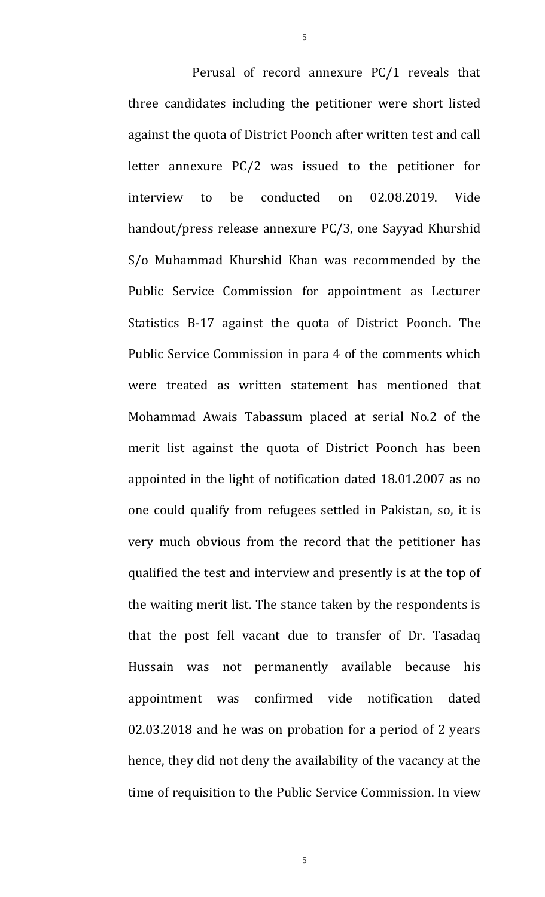Perusal of record annexure PC/1 reveals that three candidates including the petitioner were short listed against the quota of District Poonch after written test and call letter annexure PC/2 was issued to the petitioner for interview to be conducted on 02.08.2019. Vide handout/press release annexure PC/3, one Sayyad Khurshid S/o Muhammad Khurshid Khan was recommended by the Public Service Commission for appointment as Lecturer Statistics B-17 against the quota of District Poonch. The Public Service Commission in para 4 of the comments which were treated as written statement has mentioned that Mohammad Awais Tabassum placed at serial No.2 of the merit list against the quota of District Poonch has been appointed in the light of notification dated 18.01.2007 as no one could qualify from refugees settled in Pakistan, so, it is very much obvious from the record that the petitioner has qualified the test and interview and presently is at the top of the waiting merit list. The stance taken by the respondents is that the post fell vacant due to transfer of Dr. Tasadaq Hussain was not permanently available because his appointment was confirmed vide notification dated 02.03.2018 and he was on probation for a period of 2 years hence, they did not deny the availability of the vacancy at the time of requisition to the Public Service Commission. In view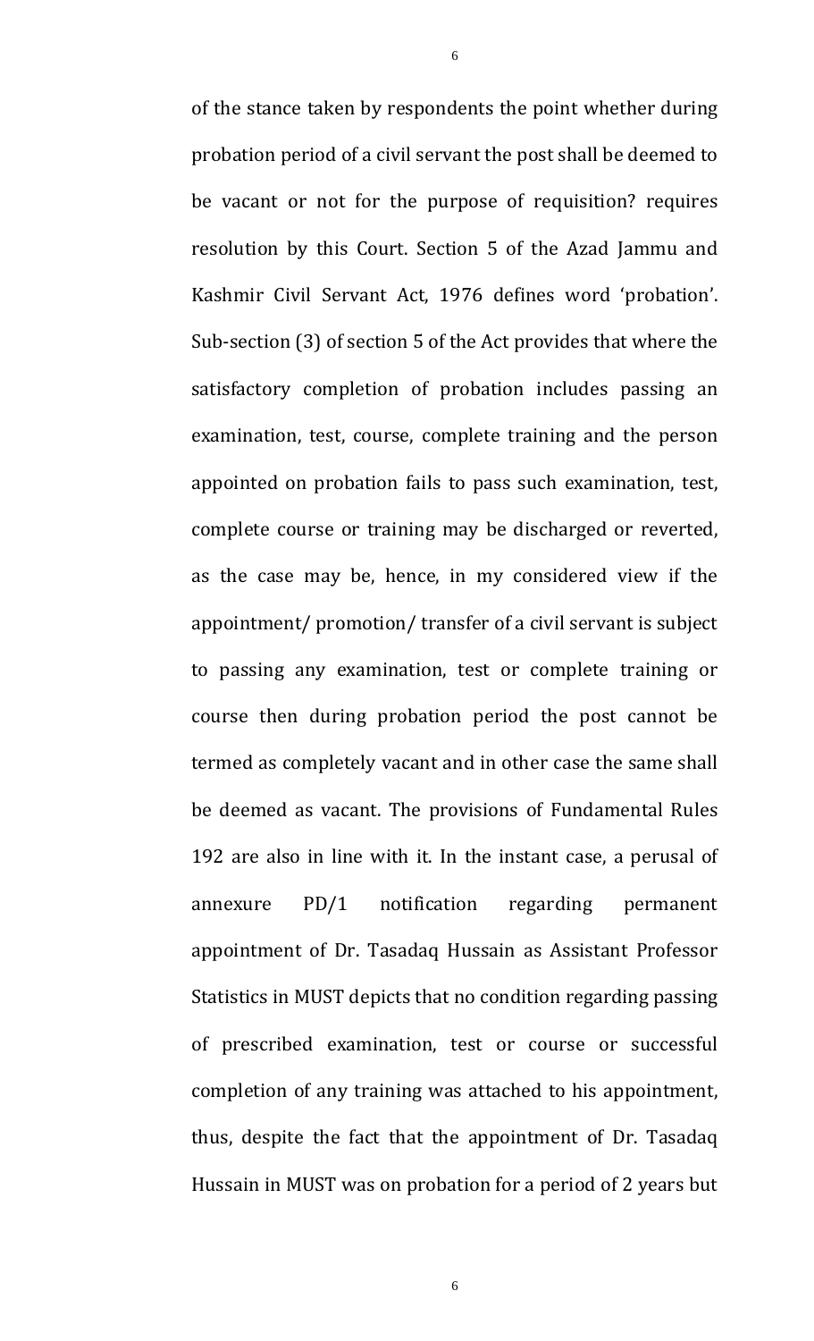of the stance taken by respondents the point whether during probation period of a civil servant the post shall be deemed to be vacant or not for the purpose of requisition? requires resolution by this Court. Section 5 of the Azad Jammu and Kashmir Civil Servant Act, 1976 defines word 'probation'. Sub-section (3) of section 5 of the Act provides that where the satisfactory completion of probation includes passing an examination, test, course, complete training and the person appointed on probation fails to pass such examination, test, complete course or training may be discharged or reverted, as the case may be, hence, in my considered view if the appointment/ promotion/ transfer of a civil servant is subject to passing any examination, test or complete training or course then during probation period the post cannot be termed as completely vacant and in other case the same shall be deemed as vacant. The provisions of Fundamental Rules 192 are also in line with it. In the instant case, a perusal of annexure PD/1 notification regarding permanent appointment of Dr. Tasadaq Hussain as Assistant Professor Statistics in MUST depicts that no condition regarding passing of prescribed examination, test or course or successful completion of any training was attached to his appointment, thus, despite the fact that the appointment of Dr. Tasadaq Hussain in MUST was on probation for a period of 2 years but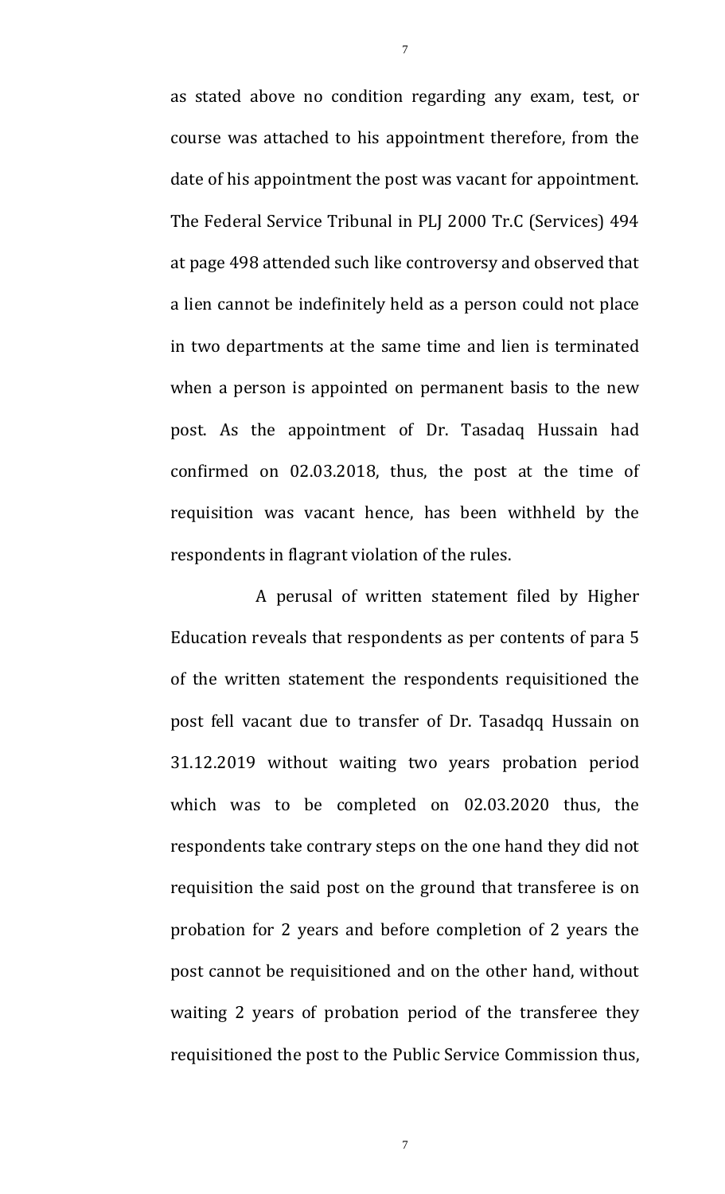as stated above no condition regarding any exam, test, or course was attached to his appointment therefore, from the date of his appointment the post was vacant for appointment. The Federal Service Tribunal in PLJ 2000 Tr.C (Services) 494 at page 498 attended such like controversy and observed that a lien cannot be indefinitely held as a person could not place in two departments at the same time and lien is terminated when a person is appointed on permanent basis to the new post. As the appointment of Dr. Tasadaq Hussain had confirmed on 02.03.2018, thus, the post at the time of requisition was vacant hence, has been withheld by the respondents in flagrant violation of the rules.

A perusal of written statement filed by Higher Education reveals that respondents as per contents of para 5 of the written statement the respondents requisitioned the post fell vacant due to transfer of Dr. Tasadqq Hussain on 31.12.2019 without waiting two years probation period which was to be completed on 02.03.2020 thus, the respondents take contrary steps on the one hand they did not requisition the said post on the ground that transferee is on probation for 2 years and before completion of 2 years the post cannot be requisitioned and on the other hand, without waiting 2 years of probation period of the transferee they requisitioned the post to the Public Service Commission thus,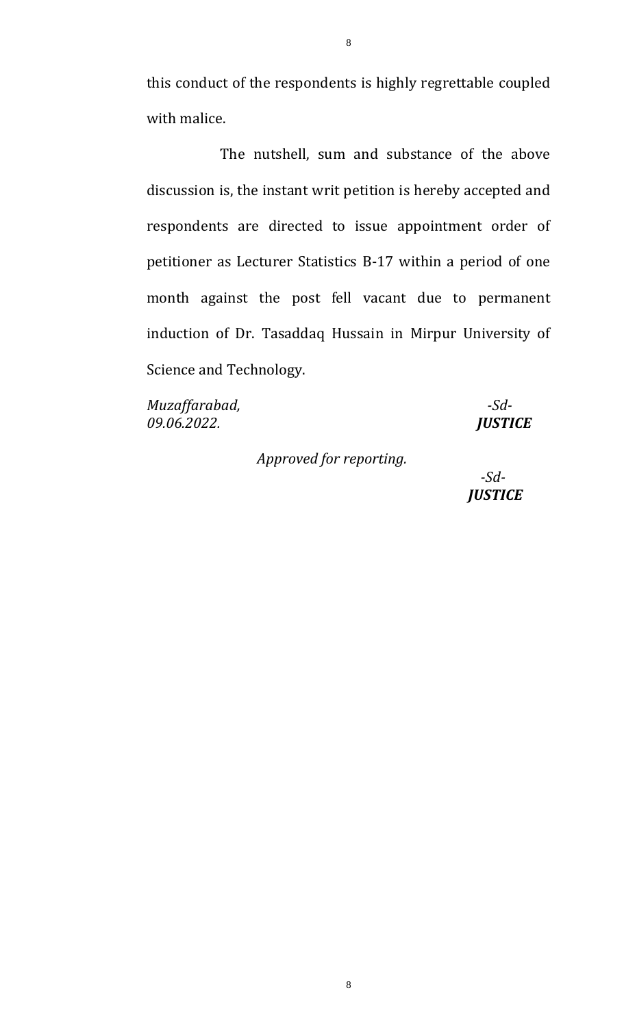this conduct of the respondents is highly regrettable coupled with malice.

The nutshell, sum and substance of the above discussion is, the instant writ petition is hereby accepted and respondents are directed to issue appointment order of petitioner as Lecturer Statistics B-17 within a period of one month against the post fell vacant due to permanent induction of Dr. Tasaddaq Hussain in Mirpur University of Science and Technology.

*Muzaffarabad,*
*09.06.2022.*

*-Sd-*
***JUSTICE***

*Approved for reporting.*

*-Sd-*
***JUSTICE***